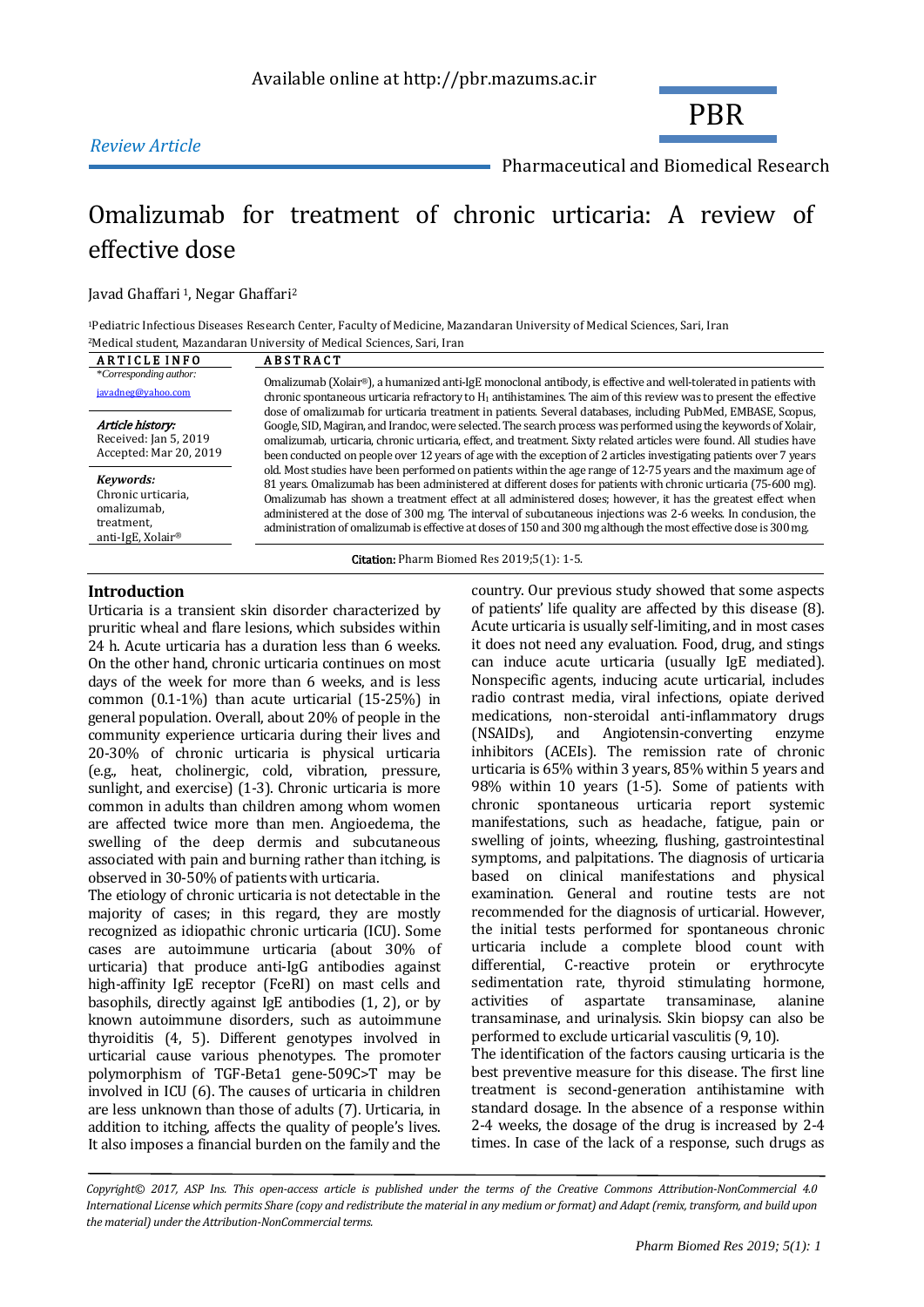Available online at http://pbr.mazums.ac.ir

PBR

Pharmaceutical and Biomedical Research

*Review Article*

# Omalizumab for treatment of chronic urticaria: A review of effective dose

Javad Ghaffari [1], Negar Ghaffari[2]

[1]Pediatric Infectious Diseases Research Center, Faculty of Medicine, Mazandaran University of Medical Sciences, Sari, Iran
[2]Medical student, Mazandaran University of Medical Sciences, Sari, Iran

**ARTICLE INFO**

*Corresponding author:*
javadneg@yahoo.com

***Article history:***
Received: Jan 5, 2019
Accepted: Mar 20, 2019

***Keywords:***
Chronic urticaria, omalizumab, treatment, anti-IgE, Xolair®

**ABSTRACT**

Omalizumab (Xolair®), a humanized anti-IgE monoclonal antibody, is effective and well-tolerated in patients with chronic spontaneous urticaria refractory to $H_1$ antihistamines. The aim of this review was to present the effective dose of omalizumab for urticaria treatment in patients. Several databases, including PubMed, EMBASE, Scopus, Google, SID, Magiran, and Irandoc, were selected. The search process was performed using the keywords of Xolair, omalizumab, urticaria, chronic urticaria, effect, and treatment. Sixty related articles were found. All studies have been conducted on people over 12 years of age with the exception of 2 articles investigating patients over 7 years old. Most studies have been performed on patients within the age range of 12-75 years and the maximum age of 81 years. Omalizumab has been administered at different doses for patients with chronic urticaria (75-600 mg). Omalizumab has shown a treatment effect at all administered doses; however, it has the greatest effect when administered at the dose of 300 mg. The interval of subcutaneous injections was 2-6 weeks. In conclusion, the administration of omalizumab is effective at doses of 150 and 300 mg although the most effective dose is 300 mg.

**Citation:** Pharm Biomed Res 2019;5(1): 1-5.

## Introduction

Urticaria is a transient skin disorder characterized by pruritic wheal and flare lesions, which subsides within 24 h. Acute urticaria has a duration less than 6 weeks. On the other hand, chronic urticaria continues on most days of the week for more than 6 weeks, and is less common (0.1-1%) than acute urticarial (15-25%) in general population. Overall, about 20% of people in the community experience urticaria during their lives and 20-30% of chronic urticaria is physical urticaria (e.g., heat, cholinergic, cold, vibration, pressure, sunlight, and exercise) (1-3). Chronic urticaria is more common in adults than children among whom women are affected twice more than men. Angioedema, the swelling of the deep dermis and subcutaneous associated with pain and burning rather than itching, is observed in 30-50% of patients with urticaria.

The etiology of chronic urticaria is not detectable in the majority of cases; in this regard, they are mostly recognized as idiopathic chronic urticaria (ICU). Some cases are autoimmune urticaria (about 30% of urticaria) that produce anti-IgG antibodies against high-affinity IgE receptor (FceRI) on mast cells and basophils, directly against IgE antibodies (1, 2), or by known autoimmune disorders, such as autoimmune thyroiditis (4, 5). Different genotypes involved in urticarial cause various phenotypes. The promoter polymorphism of TGF-Beta1 gene-509C>T may be involved in ICU (6). The causes of urticaria in children are less unknown than those of adults (7). Urticaria, in addition to itching, affects the quality of people's lives. It also imposes a financial burden on the family and the country. Our previous study showed that some aspects of patients' life quality are affected by this disease (8). Acute urticaria is usually self-limiting, and in most cases it does not need any evaluation. Food, drug, and stings can induce acute urticaria (usually IgE mediated). Nonspecific agents, inducing acute urticarial, includes radio contrast media, viral infections, opiate derived medications, non-steroidal anti-inflammatory drugs (NSAIDs), and Angiotensin-converting enzyme inhibitors (ACEIs). The remission rate of chronic urticaria is 65% within 3 years, 85% within 5 years and 98% within 10 years (1-5). Some of patients with chronic spontaneous urticaria report systemic manifestations, such as headache, fatigue, pain or swelling of joints, wheezing, flushing, gastrointestinal symptoms, and palpitations. The diagnosis of urticaria based on clinical manifestations and physical examination. General and routine tests are not recommended for the diagnosis of urticarial. However, the initial tests performed for spontaneous chronic urticaria include a complete blood count with differential, C-reactive protein or erythrocyte sedimentation rate, thyroid stimulating hormone, activities of aspartate transaminase, alanine transaminase, and urinalysis. Skin biopsy can also be performed to exclude urticarial vasculitis (9, 10).

The identification of the factors causing urticaria is the best preventive measure for this disease. The first line treatment is second-generation antihistamine with standard dosage. In the absence of a response within 2-4 weeks, the dosage of the drug is increased by 2-4 times. In case of the lack of a response, such drugs as

*Copyright© 2017, ASP Ins. This open-access article is published under the terms of the Creative Commons Attribution-NonCommercial 4.0 International License which permits Share (copy and redistribute the material in any medium or format) and Adapt (remix, transform, and build upon the material) under the Attribution-NonCommercial terms.*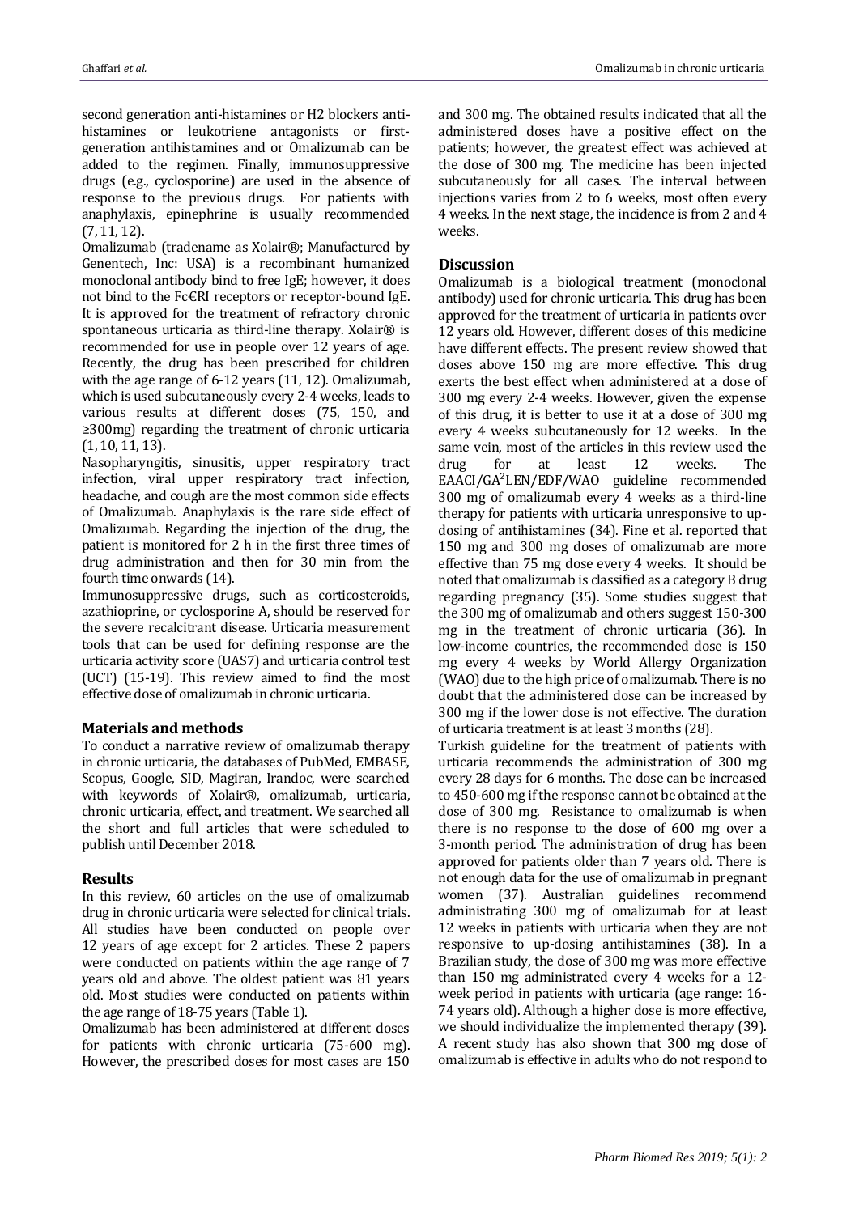second generation anti-histamines or H2 blockers anti-histamines or leukotriene antagonists or first-generation antihistamines and or Omalizumab can be added to the regimen. Finally, immunosuppressive drugs (e.g., cyclosporine) are used in the absence of response to the previous drugs. For patients with anaphylaxis, epinephrine is usually recommended (7, 11, 12).

Omalizumab (tradename as Xolair®; Manufactured by Genentech, Inc: USA) is a recombinant humanized monoclonal antibody bind to free IgE; however, it does not bind to the Fc€RI receptors or receptor-bound IgE. It is approved for the treatment of refractory chronic spontaneous urticaria as third-line therapy. Xolair® is recommended for use in people over 12 years of age. Recently, the drug has been prescribed for children with the age range of 6-12 years (11, 12). Omalizumab, which is used subcutaneously every 2-4 weeks, leads to various results at different doses (75, 150, and ≥300mg) regarding the treatment of chronic urticaria (1, 10, 11, 13).

Nasopharyngitis, sinusitis, upper respiratory tract infection, viral upper respiratory tract infection, headache, and cough are the most common side effects of Omalizumab. Anaphylaxis is the rare side effect of Omalizumab. Regarding the injection of the drug, the patient is monitored for 2 h in the first three times of drug administration and then for 30 min from the fourth time onwards (14).

Immunosuppressive drugs, such as corticosteroids, azathioprine, or cyclosporine A, should be reserved for the severe recalcitrant disease. Urticaria measurement tools that can be used for defining response are the urticaria activity score (UAS7) and urticaria control test (UCT) (15-19). This review aimed to find the most effective dose of omalizumab in chronic urticaria.

## Materials and methods

To conduct a narrative review of omalizumab therapy in chronic urticaria, the databases of PubMed, EMBASE, Scopus, Google, SID, Magiran, Irandoc, were searched with keywords of Xolair®, omalizumab, urticaria, chronic urticaria, effect, and treatment. We searched all the short and full articles that were scheduled to publish until December 2018.

## Results

In this review, 60 articles on the use of omalizumab drug in chronic urticaria were selected for clinical trials. All studies have been conducted on people over 12 years of age except for 2 articles. These 2 papers were conducted on patients within the age range of 7 years old and above. The oldest patient was 81 years old. Most studies were conducted on patients within the age range of 18-75 years (Table 1).

Omalizumab has been administered at different doses for patients with chronic urticaria (75-600 mg). However, the prescribed doses for most cases are 150 and 300 mg. The obtained results indicated that all the administered doses have a positive effect on the patients; however, the greatest effect was achieved at the dose of 300 mg. The medicine has been injected subcutaneously for all cases. The interval between injections varies from 2 to 6 weeks, most often every 4 weeks. In the next stage, the incidence is from 2 and 4 weeks.

## Discussion

Omalizumab is a biological treatment (monoclonal antibody) used for chronic urticaria. This drug has been approved for the treatment of urticaria in patients over 12 years old. However, different doses of this medicine have different effects. The present review showed that doses above 150 mg are more effective. This drug exerts the best effect when administered at a dose of 300 mg every 2-4 weeks. However, given the expense of this drug, it is better to use it at a dose of 300 mg every 4 weeks subcutaneously for 12 weeks. In the same vein, most of the articles in this review used the drug for at least 12 weeks. The EAACI/GA²LEN/EDF/WAO guideline recommended 300 mg of omalizumab every 4 weeks as a third-line therapy for patients with urticaria unresponsive to up-dosing of antihistamines (34). Fine et al. reported that 150 mg and 300 mg doses of omalizumab are more effective than 75 mg dose every 4 weeks. It should be noted that omalizumab is classified as a category B drug regarding pregnancy (35). Some studies suggest that the 300 mg of omalizumab and others suggest 150-300 mg in the treatment of chronic urticaria (36). In low-income countries, the recommended dose is 150 mg every 4 weeks by World Allergy Organization (WAO) due to the high price of omalizumab. There is no doubt that the administered dose can be increased by 300 mg if the lower dose is not effective. The duration of urticaria treatment is at least 3 months (28).

Turkish guideline for the treatment of patients with urticaria recommends the administration of 300 mg every 28 days for 6 months. The dose can be increased to 450-600 mg if the response cannot be obtained at the dose of 300 mg. Resistance to omalizumab is when there is no response to the dose of 600 mg over a 3-month period. The administration of drug has been approved for patients older than 7 years old. There is not enough data for the use of omalizumab in pregnant women (37). Australian guidelines recommend administrating 300 mg of omalizumab for at least 12 weeks in patients with urticaria when they are not responsive to up-dosing antihistamines (38). In a Brazilian study, the dose of 300 mg was more effective than 150 mg administrated every 4 weeks for a 12-week period in patients with urticaria (age range: 16-74 years old). Although a higher dose is more effective, we should individualize the implemented therapy (39). A recent study has also shown that 300 mg dose of omalizumab is effective in adults who do not respond to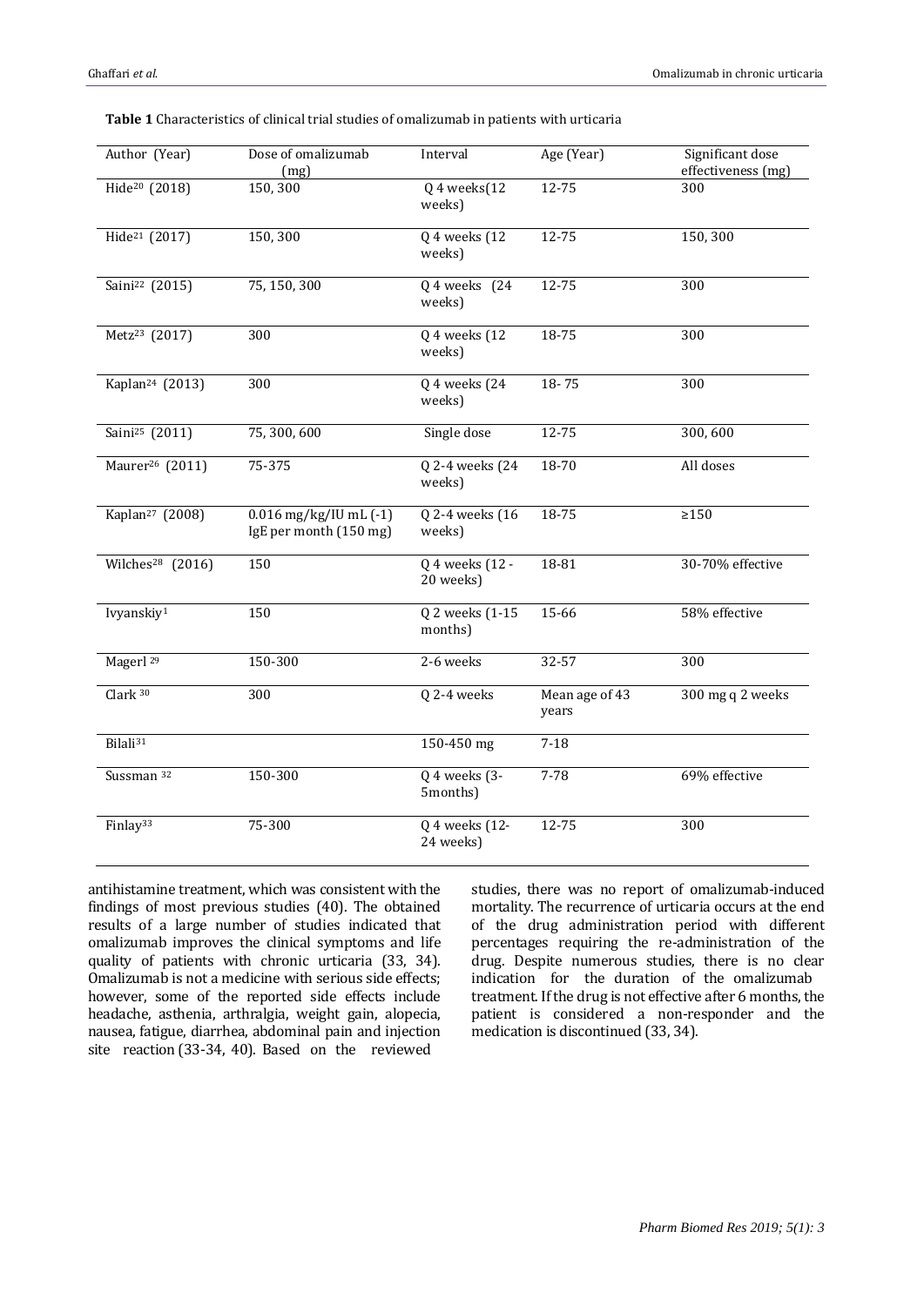**Table 1** Characteristics of clinical trial studies of omalizumab in patients with urticaria

| Author (Year) | Dose of omalizumab (mg) | Interval | Age (Year) | Significant dose effectiveness (mg) |
|---|---|---|---|---|
| Hide[20] (2018) | 150, 300 | Q 4 weeks(12 weeks) | 12-75 | 300 |
| Hide[21] (2017) | 150, 300 | Q 4 weeks (12 weeks) | 12-75 | 150, 300 |
| Saini[22] (2015) | 75, 150, 300 | Q 4 weeks (24 weeks) | 12-75 | 300 |
| Metz[23] (2017) | 300 | Q 4 weeks (12 weeks) | 18-75 | 300 |
| Kaplan[24] (2013) | 300 | Q 4 weeks (24 weeks) | 18- 75 | 300 |
| Saini[25] (2011) | 75, 300, 600 | Single dose | 12-75 | 300, 600 |
| Maurer[26] (2011) | 75-375 | Q 2-4 weeks (24 weeks) | 18-70 | All doses |
| Kaplan[27] (2008) | 0.016 mg/kg/IU mL (-1) IgE per month (150 mg) | Q 2-4 weeks (16 weeks) | 18-75 | ≥150 |
| Wilches[28] (2016) | 150 | Q 4 weeks (12 - 20 weeks) | 18-81 | 30-70% effective |
| Ivyanskiy[1] | 150 | Q 2 weeks (1-15 months) | 15-66 | 58% effective |
| Magerl [29] | 150-300 | 2-6 weeks | 32-57 | 300 |
| Clark [30] | 300 | Q 2-4 weeks | Mean age of 43 years | 300 mg q 2 weeks |
| Bilali[31] | | 150-450 mg | 7-18 | |
| Sussman [32] | 150-300 | Q 4 weeks (3-5months) | 7-78 | 69% effective |
| Finlay[33] | 75-300 | Q 4 weeks (12-24 weeks) | 12-75 | 300 |

antihistamine treatment, which was consistent with the findings of most previous studies (40). The obtained results of a large number of studies indicated that omalizumab improves the clinical symptoms and life quality of patients with chronic urticaria (33, 34). Omalizumab is not a medicine with serious side effects; however, some of the reported side effects include headache, asthenia, arthralgia, weight gain, alopecia, nausea, fatigue, diarrhea, abdominal pain and injection site reaction (33-34, 40). Based on the reviewed studies, there was no report of omalizumab-induced mortality. The recurrence of urticaria occurs at the end of the drug administration period with different percentages requiring the re-administration of the drug. Despite numerous studies, there is no clear indication for the duration of the omalizumab treatment. If the drug is not effective after 6 months, the patient is considered a non-responder and the medication is discontinued (33, 34).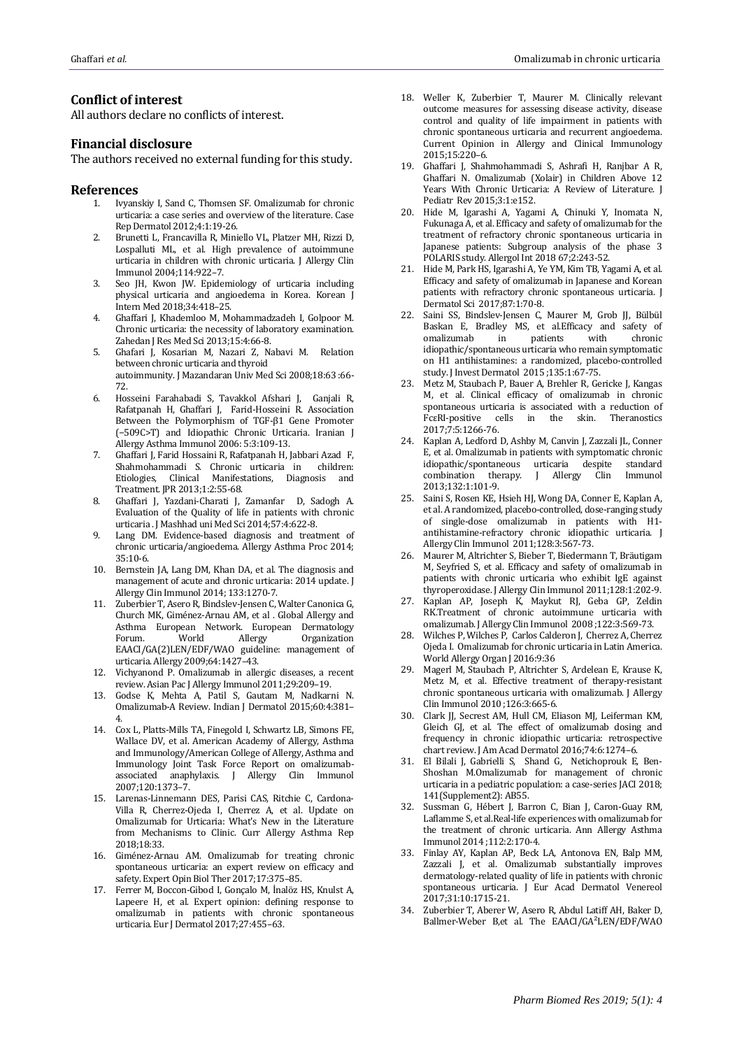## Conflict of interest

All authors declare no conflicts of interest.

## Financial disclosure

The authors received no external funding for this study.

## References

1. Ivyanskiy I, Sand C, Thomsen SF. Omalizumab for chronic urticaria: a case series and overview of the literature. Case Rep Dermatol 2012;4:1:19-26.
2. Brunetti L, Francavilla R, Miniello VL, Platzer MH, Rizzi D, Lospalluti ML, et al. High prevalence of autoimmune urticaria in children with chronic urticaria. J Allergy Clin Immunol 2004;114:922–7.
3. Seo JH, Kwon JW. Epidemiology of urticaria including physical urticaria and angioedema in Korea. Korean J Intern Med 2018;34:418–25.
4. Ghaffari J, Khademloo M, Mohammadzadeh I, Golpoor M. Chronic urticaria: the necessity of laboratory examination. Zahedan J Res Med Sci 2013;15:4:66-8.
5. Ghafari J, Kosarian M, Nazari Z, Nabavi M. Relation between chronic urticaria and thyroid autoimmunity. J Mazandaran Univ Med Sci 2008;18:63 :66-72.
6. Hosseini Farahabadi S, Tavakkol Afshari J, Ganjali R, Rafatpanah H, Ghaffari J, Farid-Hosseini R. Association Between the Polymorphism of TGF-β1 Gene Promoter (−509C>T) and Idiopathic Chronic Urticaria. Iranian J Allergy Asthma Immunol 2006: 5:3:109-13.
7. Ghaffari J, Farid Hossaini R, Rafatpanah H, Jabbari Azad F, Shahmohammadi S. Chronic urticaria in children: Etiologies, Clinical Manifestations, Diagnosis and Treatment. JPR 2013;1:2:55-68.
8. Ghaffari J, Yazdani-Charati J, Zamanfar D, Sadogh A. Evaluation of the Quality of life in patients with chronic urticaria . J Mashhad uni Med Sci 2014;57:4:622-8.
9. Lang DM. Evidence-based diagnosis and treatment of chronic urticaria/angioedema. Allergy Asthma Proc 2014; 35:10-6.
10. Bernstein JA, Lang DM, Khan DA, et al. The diagnosis and management of acute and chronic urticaria: 2014 update. J Allergy Clin Immunol 2014; 133:1270-7.
11. Zuberbier T, Asero R, Bindslev-Jensen C, Walter Canonica G, Church MK, Giménez-Arnau AM, et al . Global Allergy and Asthma European Network. European Dermatology Forum. World Allergy Organization EAACI/GA(2)LEN/EDF/WAO guideline: management of urticaria. Allergy 2009;64:1427–43.
12. Vichyanond P. Omalizumab in allergic diseases, a recent review. Asian Pac J Allergy Immunol 2011;29:209–19.
13. Godse K, Mehta A, Patil S, Gautam M, Nadkarni N. Omalizumab-A Review. Indian J Dermatol 2015;60:4:381–4.
14. Cox L, Platts-Mills TA, Finegold I, Schwartz LB, Simons FE, Wallace DV, et al. American Academy of Allergy, Asthma and Immunology/American College of Allergy, Asthma and Immunology Joint Task Force Report on omalizumab-associated anaphylaxis. J Allergy Clin Immunol 2007;120:1373–7.
15. Larenas-Linnemann DES, Parisi CAS, Ritchie C, Cardona-Villa R, Cherrez-Ojeda I, Cherrez A, et al. Update on Omalizumab for Urticaria: What's New in the Literature from Mechanisms to Clinic. Curr Allergy Asthma Rep 2018;18:33.
16. Giménez-Arnau AM. Omalizumab for treating chronic spontaneous urticaria: an expert review on efficacy and safety. Expert Opin Biol Ther 2017;17:375–85.
17. Ferrer M, Boccon-Gibod I, Gonçalo M, İnalöz HS, Knulst A, Lapeere H, et al. Expert opinion: defining response to omalizumab in patients with chronic spontaneous urticaria. Eur J Dermatol 2017;27:455–63.
18. Weller K, Zuberbier T, Maurer M. Clinically relevant outcome measures for assessing disease activity, disease control and quality of life impairment in patients with chronic spontaneous urticaria and recurrent angioedema. Current Opinion in Allergy and Clinical Immunology 2015;15:220–6.
19. Ghaffari J, Shahmohammadi S, Ashrafi H, Ranjbar A R, Ghaffari N. Omalizumab (Xolair) in Children Above 12 Years With Chronic Urticaria: A Review of Literature. J Pediatr Rev 2015;3:1:e152.
20. Hide M, Igarashi A, Yagami A, Chinuki Y, Inomata N, Fukunaga A, et al. Efficacy and safety of omalizumab for the treatment of refractory chronic spontaneous urticaria in Japanese patients: Subgroup analysis of the phase 3 POLARIS study. Allergol Int 2018 67;2:243-52.
21. Hide M, Park HS, Igarashi A, Ye YM, Kim TB, Yagami A, et al. Efficacy and safety of omalizumab in Japanese and Korean patients with refractory chronic spontaneous urticaria. J Dermatol Sci 2017;87:1:70-8.
22. Saini SS, Bindslev-Jensen C, Maurer M, Grob JJ, Bülbül Baskan E, Bradley MS, et al.Efficacy and safety of omalizumab in patients with chronic idiopathic/spontaneous urticaria who remain symptomatic on H1 antihistamines: a randomized, placebo-controlled study. J Invest Dermatol 2015 ;135:1:67-75.
23. Metz M, Staubach P, Bauer A, Brehler R, Gericke J, Kangas M, et al. Clinical efficacy of omalizumab in chronic spontaneous urticaria is associated with a reduction of FcεRI-positive cells in the skin. Theranostics 2017;7:5:1266-76.
24. Kaplan A, Ledford D, Ashby M, Canvin J, Zazzali JL, Conner E, et al. Omalizumab in patients with symptomatic chronic idiopathic/spontaneous urticaria despite standard combination therapy. J Allergy Clin Immunol 2013;132:1:101-9.
25. Saini S, Rosen KE, Hsieh HJ, Wong DA, Conner E, Kaplan A, et al. A randomized, placebo-controlled, dose-ranging study of single-dose omalizumab in patients with H1-antihistamine-refractory chronic idiopathic urticaria. J Allergy Clin Immunol 2011;128:3:567-73.
26. Maurer M, Altrichter S, Bieber T, Biedermann T, Bräutigam M, Seyfried S, et al. Efficacy and safety of omalizumab in patients with chronic urticaria who exhibit IgE against thyroperoxidase. J Allergy Clin Immunol 2011;128:1:202-9.
27. Kaplan AP, Joseph K, Maykut RJ, Geba GP, Zeldin RK.Treatment of chronic autoimmune urticaria with omalizumab. J Allergy Clin Immunol 2008 ;122:3:569-73.
28. Wilches P, Wilches P, Carlos Calderon J, Cherrez A, Cherrez Ojeda I. Omalizumab for chronic urticaria in Latin America. World Allergy Organ J 2016:9:36
29. Magerl M, Staubach P, Altrichter S, Ardelean E, Krause K, Metz M, et al. Effective treatment of therapy-resistant chronic spontaneous urticaria with omalizumab. J Allergy Clin Immunol 2010 ;126:3:665-6.
30. Clark JJ, Secrest AM, Hull CM, Eliason MJ, Leiferman KM, Gleich GJ, et al. The effect of omalizumab dosing and frequency in chronic idiopathic urticaria: retrospective chart review. J Am Acad Dermatol 2016;74:6:1274–6.
31. El Bilali J, Gabrielli S, Shand G, Netichoprouk E, Ben-Shoshan M.Omalizumab for management of chronic urticaria in a pediatric population: a case-series JACI 2018; 141(Supplement2): AB55.
32. Sussman G, Hébert J, Barron C, Bian J, Caron-Guay RM, Laflamme S, et al.Real-life experiences with omalizumab for the treatment of chronic urticaria. Ann Allergy Asthma Immunol 2014 ;112:2:170-4.
33. Finlay AY, Kaplan AP, Beck LA, Antonova EN, Balp MM, Zazzali J, et al. Omalizumab substantially improves dermatology-related quality of life in patients with chronic spontaneous urticaria. J Eur Acad Dermatol Venereol 2017;31:10:1715-21.
34. Zuberbier T, Aberer W, Asero R, Abdul Latiff AH, Baker D, Ballmer-Weber B,et al. The EAACI/GA²LEN/EDF/WAO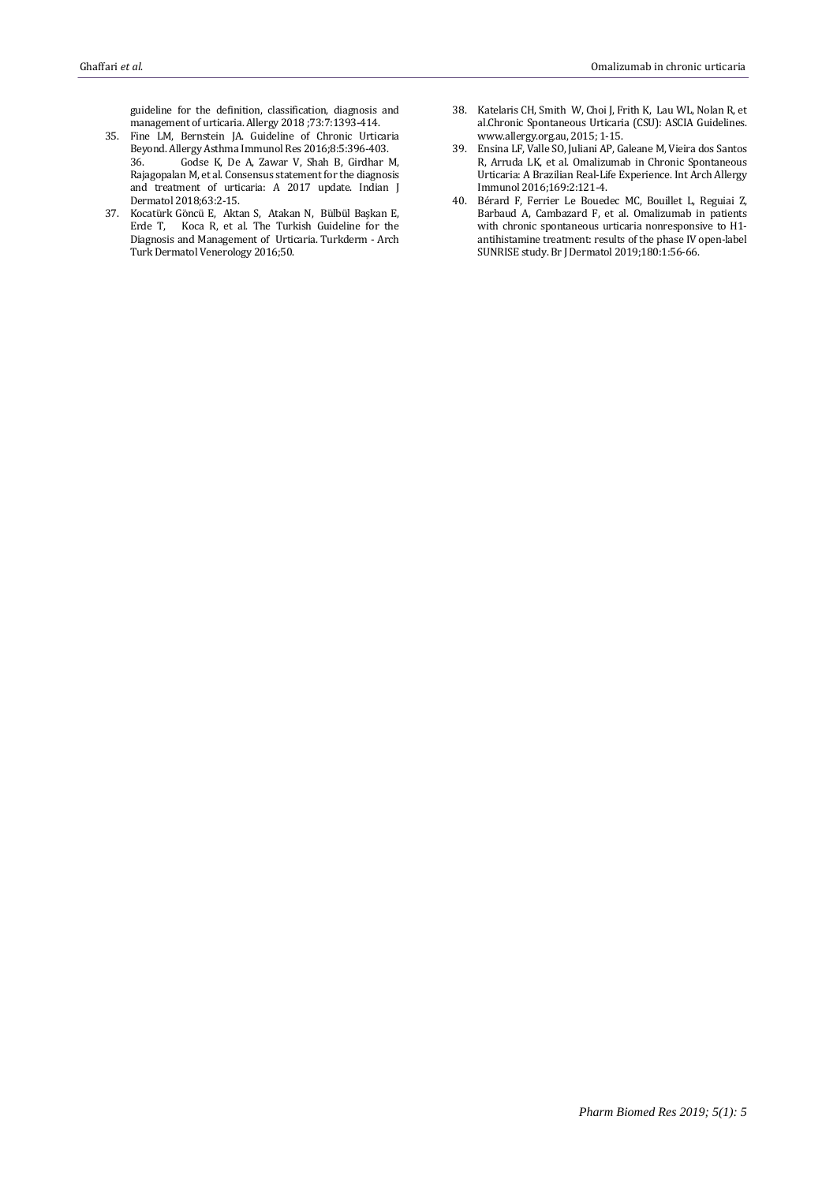guideline for the definition, classification, diagnosis and management of urticaria. Allergy 2018 ;73:7:1393-414.

35. Fine LM, Bernstein JA. Guideline of Chronic Urticaria Beyond. Allergy Asthma Immunol Res 2016;8:5:396-403.
36. Godse K, De A, Zawar V, Shah B, Girdhar M, Rajagopalan M, et al. Consensus statement for the diagnosis and treatment of urticaria: A 2017 update. Indian J Dermatol 2018;63:2-15.
37. Kocatürk Göncü E, Aktan S, Atakan N, Bülbül Başkan E, Erde T, Koca R, et al. The Turkish Guideline for the Diagnosis and Management of Urticaria. Turkderm - Arch Turk Dermatol Venerology 2016;50.
38. Katelaris CH, Smith W, Choi J, Frith K, Lau WL, Nolan R, et al.Chronic Spontaneous Urticaria (CSU): ASCIA Guidelines. www.allergy.org.au, 2015; 1-15.
39. Ensina LF, Valle SO, Juliani AP, Galeane M, Vieira dos Santos R, Arruda LK, et al. Omalizumab in Chronic Spontaneous Urticaria: A Brazilian Real-Life Experience. Int Arch Allergy Immunol 2016;169:2:121-4.
40. Bérard F, Ferrier Le Bouedec MC, Bouillet L, Reguiai Z, Barbaud A, Cambazard F, et al. Omalizumab in patients with chronic spontaneous urticaria nonresponsive to H1-antihistamine treatment: results of the phase IV open-label SUNRISE study. Br J Dermatol 2019;180:1:56-66.